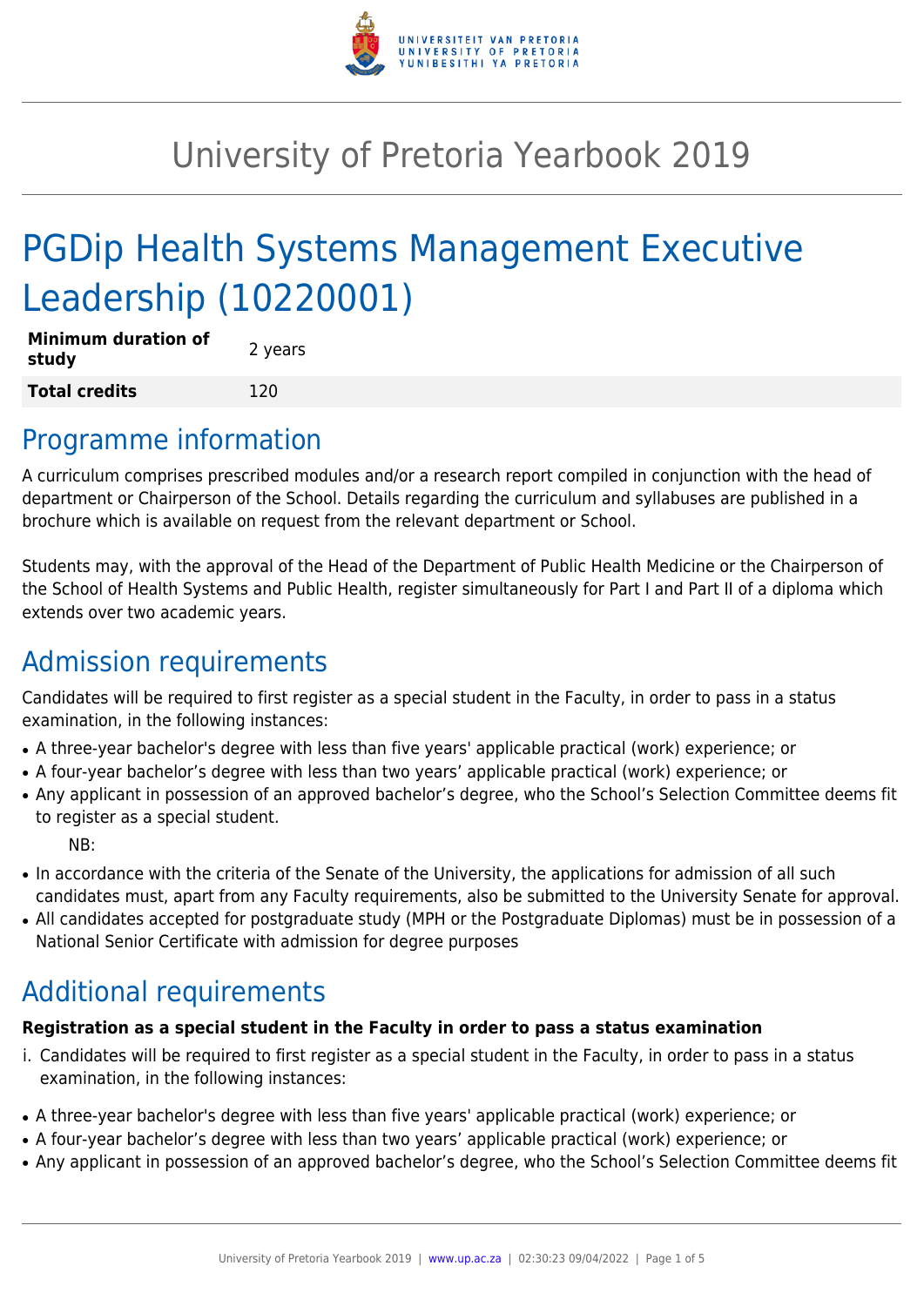# University of Pretoria Yearbook 2019

# PGDip Health Systems Management Executive Leadership (10220001)

| **Minimum duration of study** | 2 years |
| --- | --- |
| **Total credits** | 120 |

## Programme information

A curriculum comprises prescribed modules and/or a research report compiled in conjunction with the head of department or Chairperson of the School. Details regarding the curriculum and syllabuses are published in a brochure which is available on request from the relevant department or School.

Students may, with the approval of the Head of the Department of Public Health Medicine or the Chairperson of the School of Health Systems and Public Health, register simultaneously for Part I and Part II of a diploma which extends over two academic years.

## Admission requirements

Candidates will be required to first register as a special student in the Faculty, in order to pass in a status examination, in the following instances:

- A three-year bachelor's degree with less than five years' applicable practical (work) experience; or
- A four-year bachelor's degree with less than two years' applicable practical (work) experience; or
- Any applicant in possession of an approved bachelor's degree, who the School's Selection Committee deems fit to register as a special student.

  NB:

- In accordance with the criteria of the Senate of the University, the applications for admission of all such candidates must, apart from any Faculty requirements, also be submitted to the University Senate for approval.
- All candidates accepted for postgraduate study (MPH or the Postgraduate Diplomas) must be in possession of a National Senior Certificate with admission for degree purposes

## Additional requirements

**Registration as a special student in the Faculty in order to pass a status examination**

i. Candidates will be required to first register as a special student in the Faculty, in order to pass in a status examination, in the following instances:

- A three-year bachelor's degree with less than five years' applicable practical (work) experience; or
- A four-year bachelor's degree with less than two years' applicable practical (work) experience; or
- Any applicant in possession of an approved bachelor's degree, who the School's Selection Committee deems fit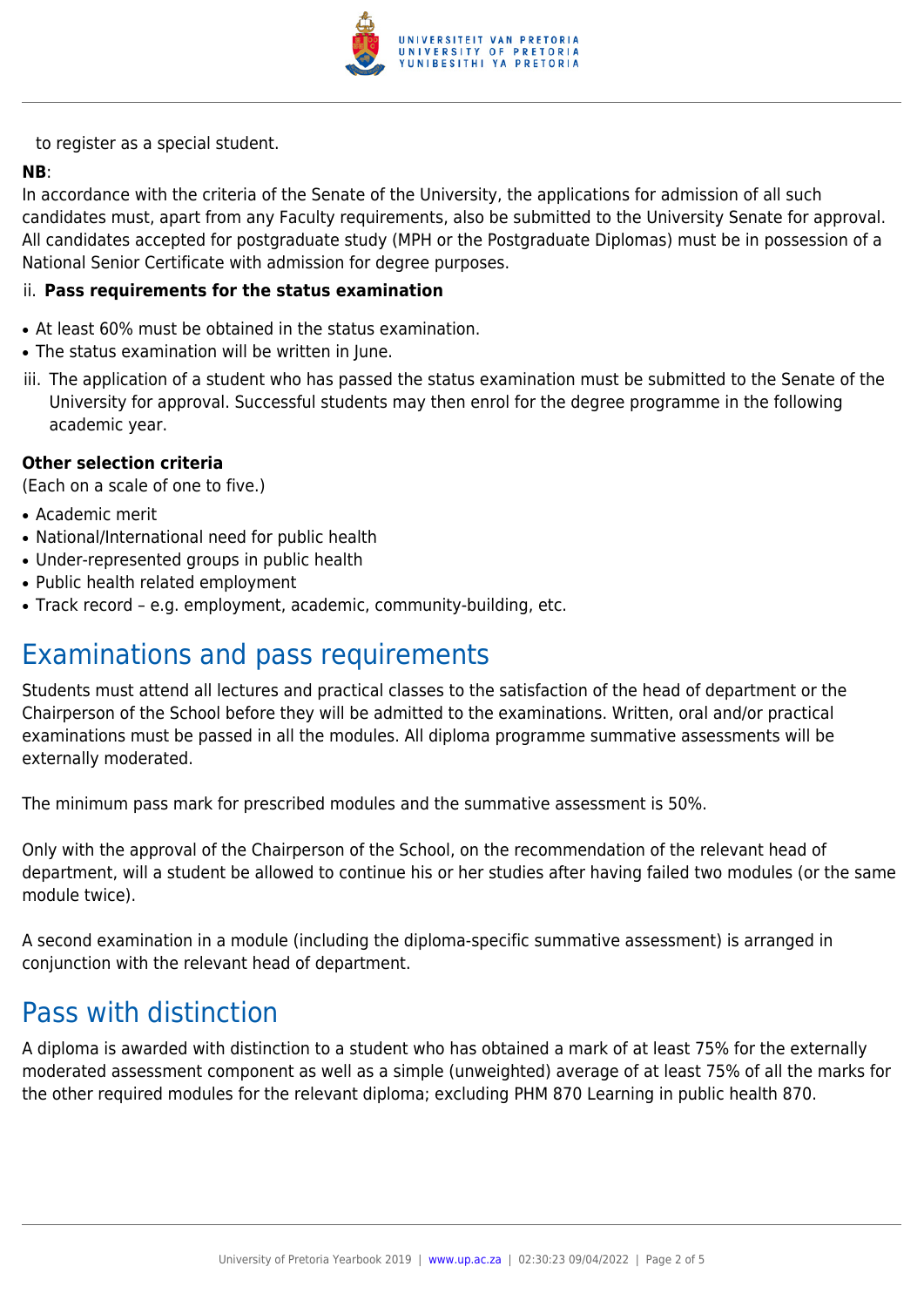to register as a special student.

**NB**:
In accordance with the criteria of the Senate of the University, the applications for admission of all such candidates must, apart from any Faculty requirements, also be submitted to the University Senate for approval. All candidates accepted for postgraduate study (MPH or the Postgraduate Diplomas) must be in possession of a National Senior Certificate with admission for degree purposes.

ii. **Pass requirements for the status examination**

- At least 60% must be obtained in the status examination.
- The status examination will be written in June.

iii. The application of a student who has passed the status examination must be submitted to the Senate of the University for approval. Successful students may then enrol for the degree programme in the following academic year.

**Other selection criteria**
(Each on a scale of one to five.)

- Academic merit
- National/International need for public health
- Under-represented groups in public health
- Public health related employment
- Track record – e.g. employment, academic, community-building, etc.

# Examinations and pass requirements

Students must attend all lectures and practical classes to the satisfaction of the head of department or the Chairperson of the School before they will be admitted to the examinations. Written, oral and/or practical examinations must be passed in all the modules. All diploma programme summative assessments will be externally moderated.

The minimum pass mark for prescribed modules and the summative assessment is 50%.

Only with the approval of the Chairperson of the School, on the recommendation of the relevant head of department, will a student be allowed to continue his or her studies after having failed two modules (or the same module twice).

A second examination in a module (including the diploma-specific summative assessment) is arranged in conjunction with the relevant head of department.

# Pass with distinction

A diploma is awarded with distinction to a student who has obtained a mark of at least 75% for the externally moderated assessment component as well as a simple (unweighted) average of at least 75% of all the marks for the other required modules for the relevant diploma; excluding PHM 870 Learning in public health 870.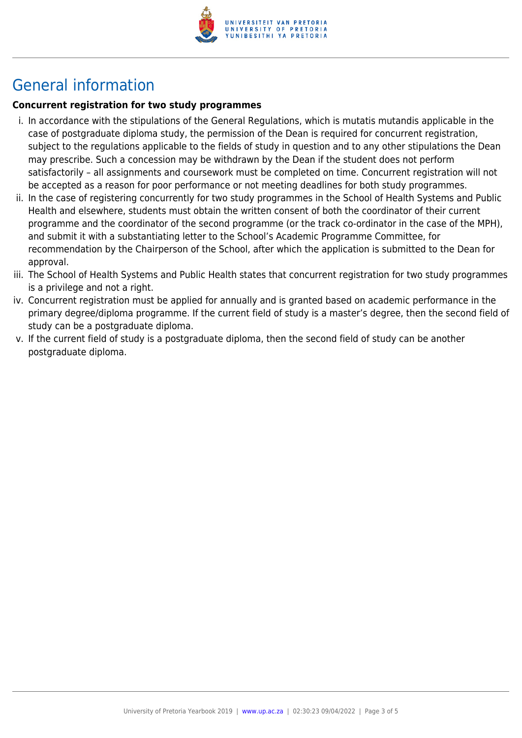# General information

**Concurrent registration for two study programmes**

i. In accordance with the stipulations of the General Regulations, which is mutatis mutandis applicable in the case of postgraduate diploma study, the permission of the Dean is required for concurrent registration, subject to the regulations applicable to the fields of study in question and to any other stipulations the Dean may prescribe. Such a concession may be withdrawn by the Dean if the student does not perform satisfactorily – all assignments and coursework must be completed on time. Concurrent registration will not be accepted as a reason for poor performance or not meeting deadlines for both study programmes.

ii. In the case of registering concurrently for two study programmes in the School of Health Systems and Public Health and elsewhere, students must obtain the written consent of both the coordinator of their current programme and the coordinator of the second programme (or the track co-ordinator in the case of the MPH), and submit it with a substantiating letter to the School's Academic Programme Committee, for recommendation by the Chairperson of the School, after which the application is submitted to the Dean for approval.

iii. The School of Health Systems and Public Health states that concurrent registration for two study programmes is a privilege and not a right.

iv. Concurrent registration must be applied for annually and is granted based on academic performance in the primary degree/diploma programme. If the current field of study is a master's degree, then the second field of study can be a postgraduate diploma.

v. If the current field of study is a postgraduate diploma, then the second field of study can be another postgraduate diploma.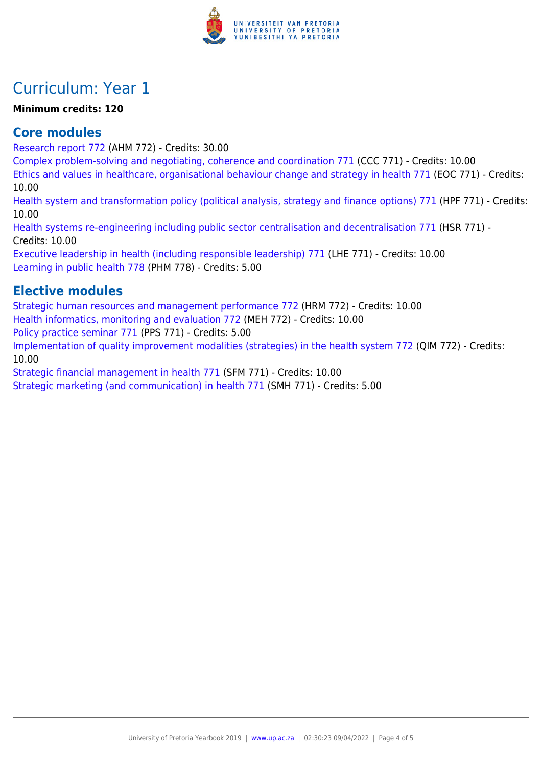# Curriculum: Year 1

**Minimum credits: 120**

## Core modules

Research report 772 (AHM 772) - Credits: 30.00
Complex problem-solving and negotiating, coherence and coordination 771 (CCC 771) - Credits: 10.00
Ethics and values in healthcare, organisational behaviour change and strategy in health 771 (EOC 771) - Credits: 10.00
Health system and transformation policy (political analysis, strategy and finance options) 771 (HPF 771) - Credits: 10.00
Health systems re-engineering including public sector centralisation and decentralisation 771 (HSR 771) - Credits: 10.00
Executive leadership in health (including responsible leadership) 771 (LHE 771) - Credits: 10.00
Learning in public health 778 (PHM 778) - Credits: 5.00

## Elective modules

Strategic human resources and management performance 772 (HRM 772) - Credits: 10.00
Health informatics, monitoring and evaluation 772 (MEH 772) - Credits: 10.00
Policy practice seminar 771 (PPS 771) - Credits: 5.00
Implementation of quality improvement modalities (strategies) in the health system 772 (QIM 772) - Credits: 10.00
Strategic financial management in health 771 (SFM 771) - Credits: 10.00
Strategic marketing (and communication) in health 771 (SMH 771) - Credits: 5.00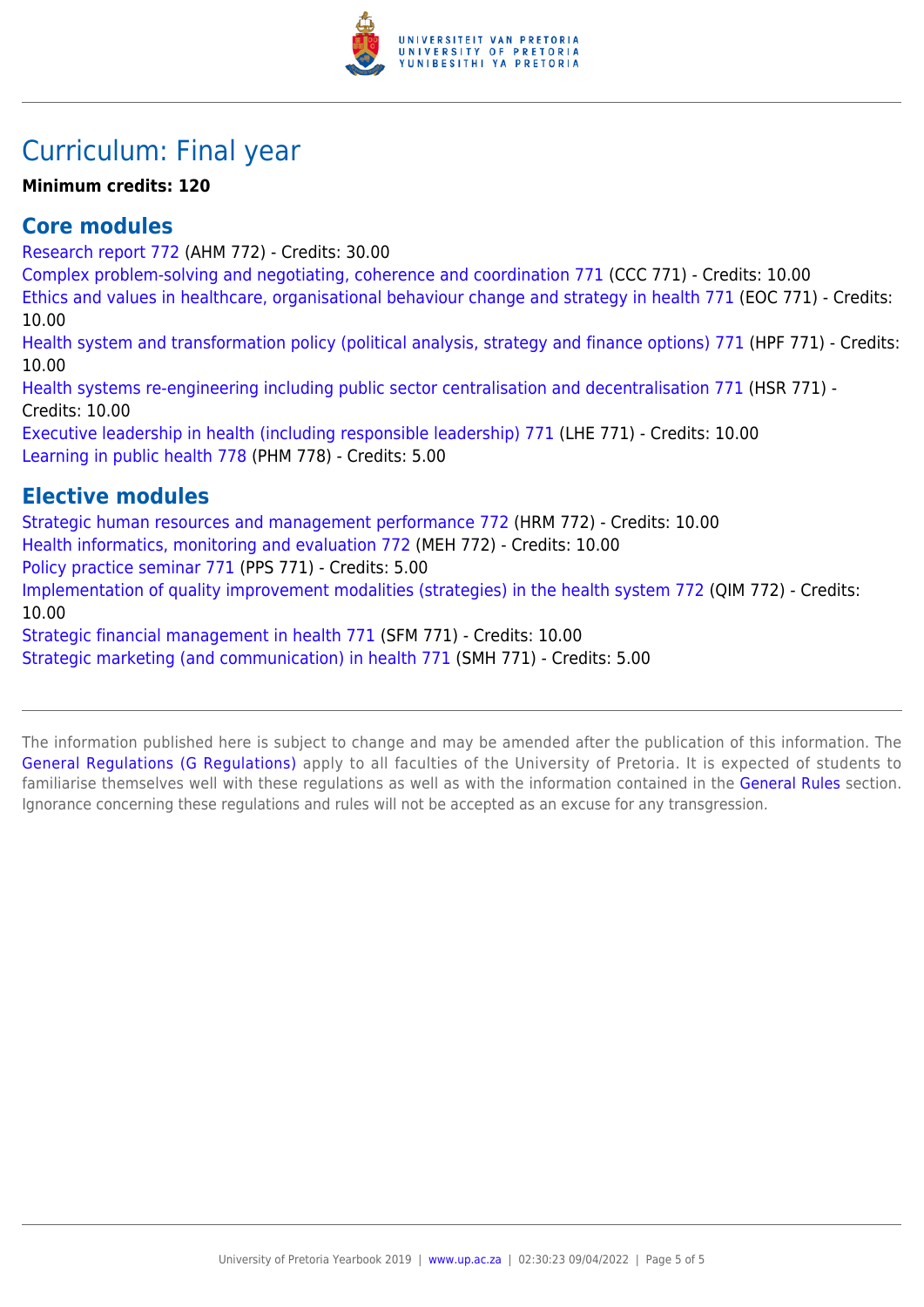# Curriculum: Final year

**Minimum credits: 120**

## Core modules

Research report 772 (AHM 772) - Credits: 30.00
Complex problem-solving and negotiating, coherence and coordination 771 (CCC 771) - Credits: 10.00
Ethics and values in healthcare, organisational behaviour change and strategy in health 771 (EOC 771) - Credits: 10.00
Health system and transformation policy (political analysis, strategy and finance options) 771 (HPF 771) - Credits: 10.00
Health systems re-engineering including public sector centralisation and decentralisation 771 (HSR 771) - Credits: 10.00
Executive leadership in health (including responsible leadership) 771 (LHE 771) - Credits: 10.00
Learning in public health 778 (PHM 778) - Credits: 5.00

## Elective modules

Strategic human resources and management performance 772 (HRM 772) - Credits: 10.00
Health informatics, monitoring and evaluation 772 (MEH 772) - Credits: 10.00
Policy practice seminar 771 (PPS 771) - Credits: 5.00
Implementation of quality improvement modalities (strategies) in the health system 772 (QIM 772) - Credits: 10.00
Strategic financial management in health 771 (SFM 771) - Credits: 10.00
Strategic marketing (and communication) in health 771 (SMH 771) - Credits: 5.00

---

The information published here is subject to change and may be amended after the publication of this information. The General Regulations (G Regulations) apply to all faculties of the University of Pretoria. It is expected of students to familiarise themselves well with these regulations as well as with the information contained in the General Rules section. Ignorance concerning these regulations and rules will not be accepted as an excuse for any transgression.